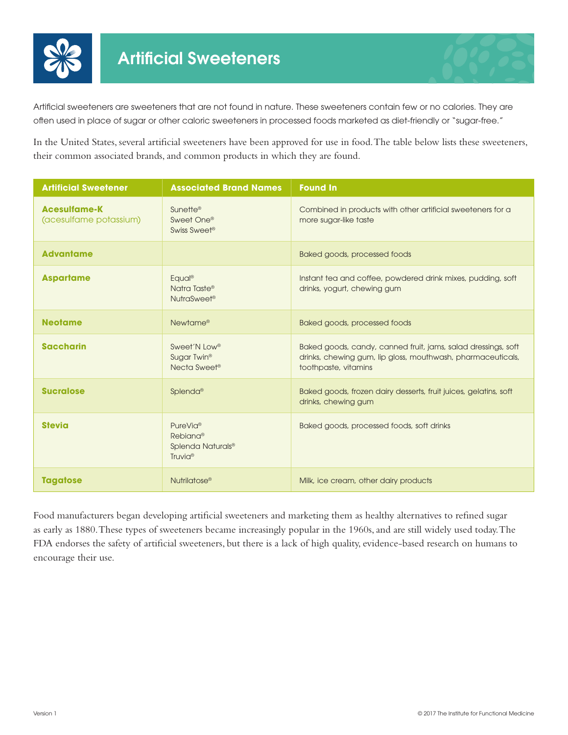# Artificial Sweeteners

Artificial sweeteners are sweeteners that are not found in nature. These sweeteners contain few or no calories. They are often used in place of sugar or other caloric sweeteners in processed foods marketed as diet-friendly or "sugar-free."

In the United States, several artificial sweeteners have been approved for use in food. The table below lists these sweeteners, their common associated brands, and common products in which they are found.

| Artificial Sweetener | Associated Brand Names | Found In |
| --- | --- | --- |
| **Acesulfame-K** (acesulfame potassium) | Sunette®<br>Sweet One®<br>Swiss Sweet® | Combined in products with other artificial sweeteners for a more sugar-like taste |
| **Advantame** | | Baked goods, processed foods |
| **Aspartame** | Equal®<br>Natra Taste®<br>NutraSweet® | Instant tea and coffee, powdered drink mixes, pudding, soft drinks, yogurt, chewing gum |
| **Neotame** | Newtame® | Baked goods, processed foods |
| **Saccharin** | Sweet'N Low®<br>Sugar Twin®<br>Necta Sweet® | Baked goods, candy, canned fruit, jams, salad dressings, soft drinks, chewing gum, lip gloss, mouthwash, pharmaceuticals, toothpaste, vitamins |
| **Sucralose** | Splenda® | Baked goods, frozen dairy desserts, fruit juices, gelatins, soft drinks, chewing gum |
| **Stevia** | PureVia®<br>Rebiana®<br>Splenda Naturals®<br>Truvia® | Baked goods, processed foods, soft drinks |
| **Tagatose** | Nutrilatose® | Milk, ice cream, other dairy products |

Food manufacturers began developing artificial sweeteners and marketing them as healthy alternatives to refined sugar as early as 1880. These types of sweeteners became increasingly popular in the 1960s, and are still widely used today. The FDA endorses the safety of artificial sweeteners, but there is a lack of high quality, evidence-based research on humans to encourage their use.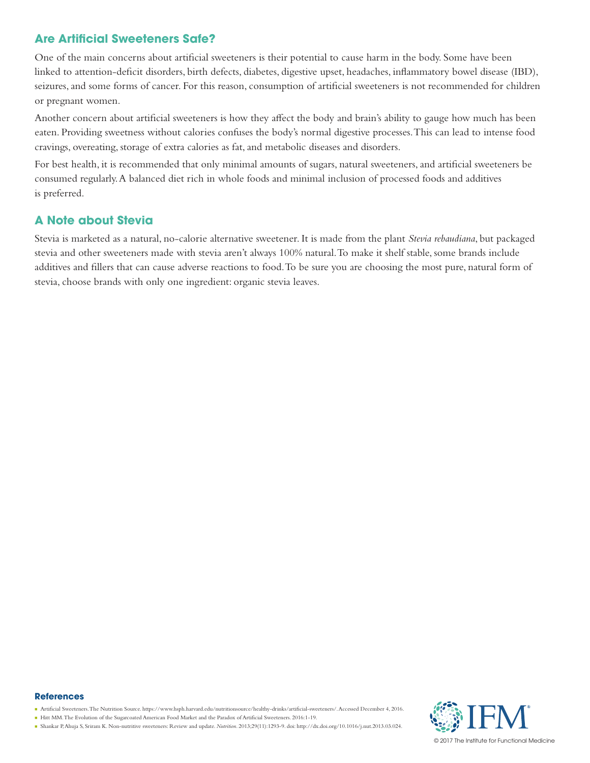## Are Artificial Sweeteners Safe?

One of the main concerns about artificial sweeteners is their potential to cause harm in the body. Some have been linked to attention-deficit disorders, birth defects, diabetes, digestive upset, headaches, inflammatory bowel disease (IBD), seizures, and some forms of cancer. For this reason, consumption of artificial sweeteners is not recommended for children or pregnant women.

Another concern about artificial sweeteners is how they affect the body and brain's ability to gauge how much has been eaten. Providing sweetness without calories confuses the body's normal digestive processes. This can lead to intense food cravings, overeating, storage of extra calories as fat, and metabolic diseases and disorders.

For best health, it is recommended that only minimal amounts of sugars, natural sweeteners, and artificial sweeteners be consumed regularly. A balanced diet rich in whole foods and minimal inclusion of processed foods and additives is preferred.

## A Note about Stevia

Stevia is marketed as a natural, no-calorie alternative sweetener. It is made from the plant *Stevia rebaudiana*, but packaged stevia and other sweeteners made with stevia aren't always 100% natural. To make it shelf stable, some brands include additives and fillers that can cause adverse reactions to food. To be sure you are choosing the most pure, natural form of stevia, choose brands with only one ingredient: organic stevia leaves.

### References

- Artificial Sweeteners. The Nutrition Source. https://www.hsph.harvard.edu/nutritionsource/healthy-drinks/artificial-sweeteners/. Accessed December 4, 2016.
- Hitt MM. The Evolution of the Sugarcoated American Food Market and the Paradox of Artificial Sweeteners. 2016:1-19.
- Shankar P, Ahuja S, Sriram K. Non-nutritive sweeteners: Review and update. *Nutrition*. 2013;29(11):1293-9. doi: http://dx.doi.org/10.1016/j.nut.2013.03.024.

IFM®

© 2017 The Institute for Functional Medicine